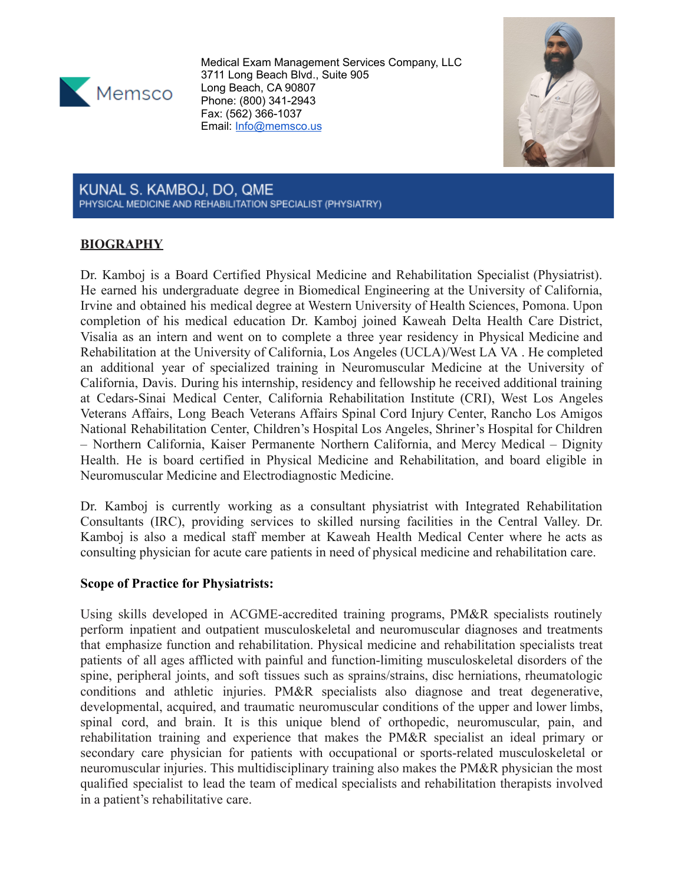Memsco

Medical Exam Management Services Company, LLC
3711 Long Beach Blvd., Suite 905
Long Beach, CA 90807
Phone: (800) 341-2943
Fax: (562) 366-1037
Email: Info@memsco.us

# KUNAL S. KAMBOJ, DO, QME

PHYSICAL MEDICINE AND REHABILITATION SPECIALIST (PHYSIATRY)

## BIOGRAPHY

Dr. Kamboj is a Board Certified Physical Medicine and Rehabilitation Specialist (Physiatrist). He earned his undergraduate degree in Biomedical Engineering at the University of California, Irvine and obtained his medical degree at Western University of Health Sciences, Pomona. Upon completion of his medical education Dr. Kamboj joined Kaweah Delta Health Care District, Visalia as an intern and went on to complete a three year residency in Physical Medicine and Rehabilitation at the University of California, Los Angeles (UCLA)/West LA VA . He completed an additional year of specialized training in Neuromuscular Medicine at the University of California, Davis. During his internship, residency and fellowship he received additional training at Cedars-Sinai Medical Center, California Rehabilitation Institute (CRI), West Los Angeles Veterans Affairs, Long Beach Veterans Affairs Spinal Cord Injury Center, Rancho Los Amigos National Rehabilitation Center, Children's Hospital Los Angeles, Shriner's Hospital for Children – Northern California, Kaiser Permanente Northern California, and Mercy Medical – Dignity Health. He is board certified in Physical Medicine and Rehabilitation, and board eligible in Neuromuscular Medicine and Electrodiagnostic Medicine.

Dr. Kamboj is currently working as a consultant physiatrist with Integrated Rehabilitation Consultants (IRC), providing services to skilled nursing facilities in the Central Valley. Dr. Kamboj is also a medical staff member at Kaweah Health Medical Center where he acts as consulting physician for acute care patients in need of physical medicine and rehabilitation care.

**Scope of Practice for Physiatrists:**

Using skills developed in ACGME-accredited training programs, PM&R specialists routinely perform inpatient and outpatient musculoskeletal and neuromuscular diagnoses and treatments that emphasize function and rehabilitation. Physical medicine and rehabilitation specialists treat patients of all ages afflicted with painful and function-limiting musculoskeletal disorders of the spine, peripheral joints, and soft tissues such as sprains/strains, disc herniations, rheumatologic conditions and athletic injuries. PM&R specialists also diagnose and treat degenerative, developmental, acquired, and traumatic neuromuscular conditions of the upper and lower limbs, spinal cord, and brain. It is this unique blend of orthopedic, neuromuscular, pain, and rehabilitation training and experience that makes the PM&R specialist an ideal primary or secondary care physician for patients with occupational or sports-related musculoskeletal or neuromuscular injuries. This multidisciplinary training also makes the PM&R physician the most qualified specialist to lead the team of medical specialists and rehabilitation therapists involved in a patient's rehabilitative care.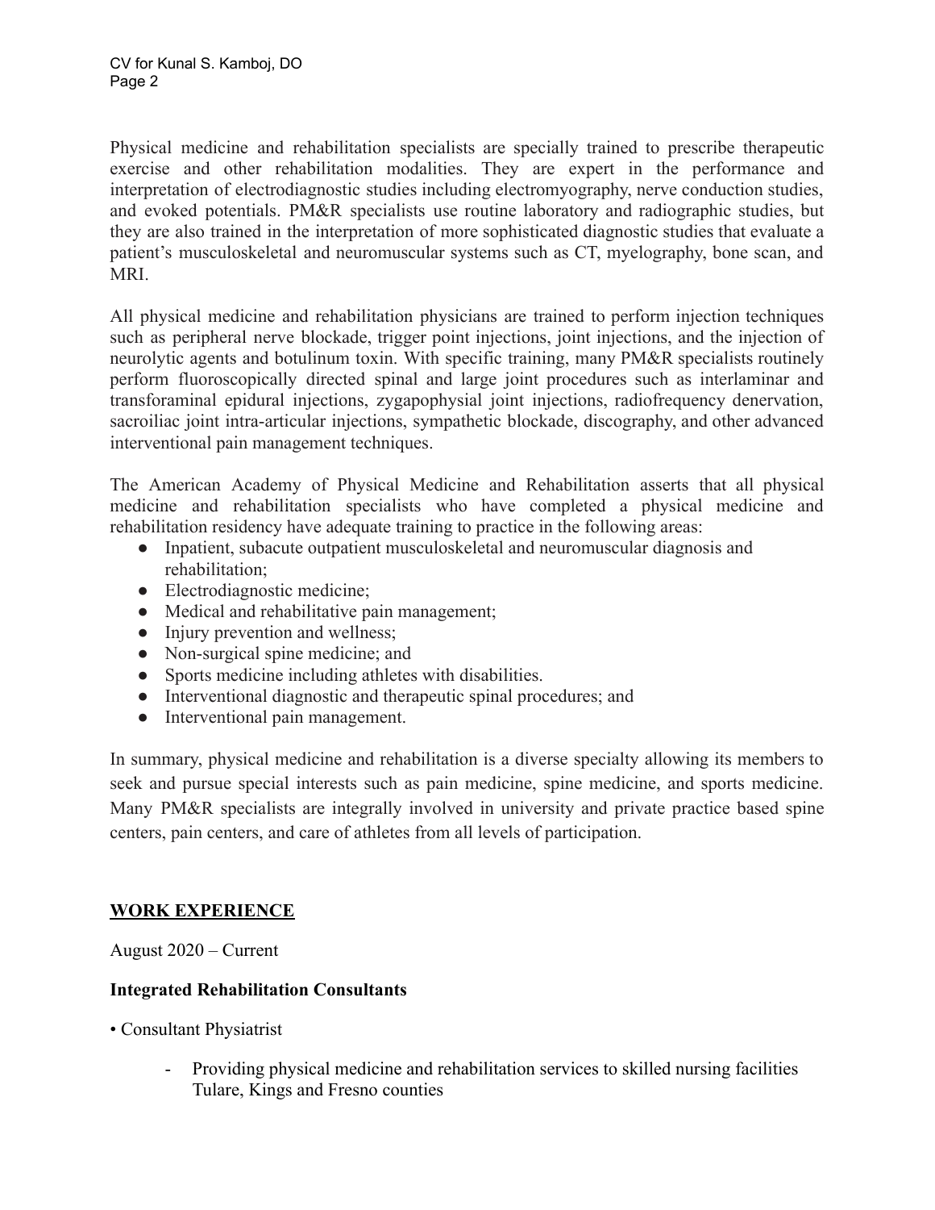Physical medicine and rehabilitation specialists are specially trained to prescribe therapeutic exercise and other rehabilitation modalities. They are expert in the performance and interpretation of electrodiagnostic studies including electromyography, nerve conduction studies, and evoked potentials. PM&R specialists use routine laboratory and radiographic studies, but they are also trained in the interpretation of more sophisticated diagnostic studies that evaluate a patient's musculoskeletal and neuromuscular systems such as CT, myelography, bone scan, and MRI.

All physical medicine and rehabilitation physicians are trained to perform injection techniques such as peripheral nerve blockade, trigger point injections, joint injections, and the injection of neurolytic agents and botulinum toxin. With specific training, many PM&R specialists routinely perform fluoroscopically directed spinal and large joint procedures such as interlaminar and transforaminal epidural injections, zygapophysial joint injections, radiofrequency denervation, sacroiliac joint intra-articular injections, sympathetic blockade, discography, and other advanced interventional pain management techniques.

The American Academy of Physical Medicine and Rehabilitation asserts that all physical medicine and rehabilitation specialists who have completed a physical medicine and rehabilitation residency have adequate training to practice in the following areas:

- Inpatient, subacute outpatient musculoskeletal and neuromuscular diagnosis and rehabilitation;
- Electrodiagnostic medicine;
- Medical and rehabilitative pain management;
- Injury prevention and wellness;
- Non-surgical spine medicine; and
- Sports medicine including athletes with disabilities.
- Interventional diagnostic and therapeutic spinal procedures; and
- Interventional pain management.

In summary, physical medicine and rehabilitation is a diverse specialty allowing its members to seek and pursue special interests such as pain medicine, spine medicine, and sports medicine. Many PM&R specialists are integrally involved in university and private practice based spine centers, pain centers, and care of athletes from all levels of participation.

## WORK EXPERIENCE

August 2020 – Current

**Integrated Rehabilitation Consultants**

• Consultant Physiatrist

- Providing physical medicine and rehabilitation services to skilled nursing facilities Tulare, Kings and Fresno counties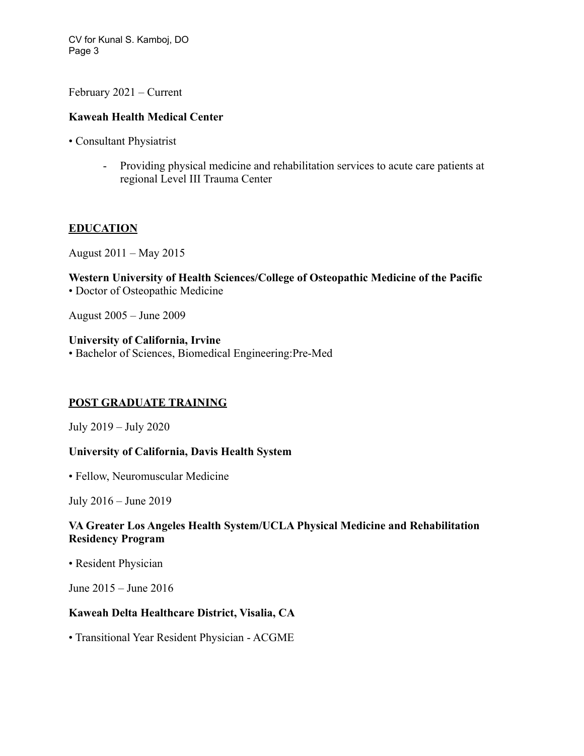February 2021 – Current

**Kaweah Health Medical Center**

• Consultant Physiatrist

- Providing physical medicine and rehabilitation services to acute care patients at regional Level III Trauma Center

## EDUCATION

August 2011 – May 2015

**Western University of Health Sciences/College of Osteopathic Medicine of the Pacific**
• Doctor of Osteopathic Medicine

August 2005 – June 2009

**University of California, Irvine**
• Bachelor of Sciences, Biomedical Engineering:Pre-Med

## POST GRADUATE TRAINING

July 2019 – July 2020

**University of California, Davis Health System**

• Fellow, Neuromuscular Medicine

July 2016 – June 2019

**VA Greater Los Angeles Health System/UCLA Physical Medicine and Rehabilitation Residency Program**

• Resident Physician

June 2015 – June 2016

**Kaweah Delta Healthcare District, Visalia, CA**

• Transitional Year Resident Physician - ACGME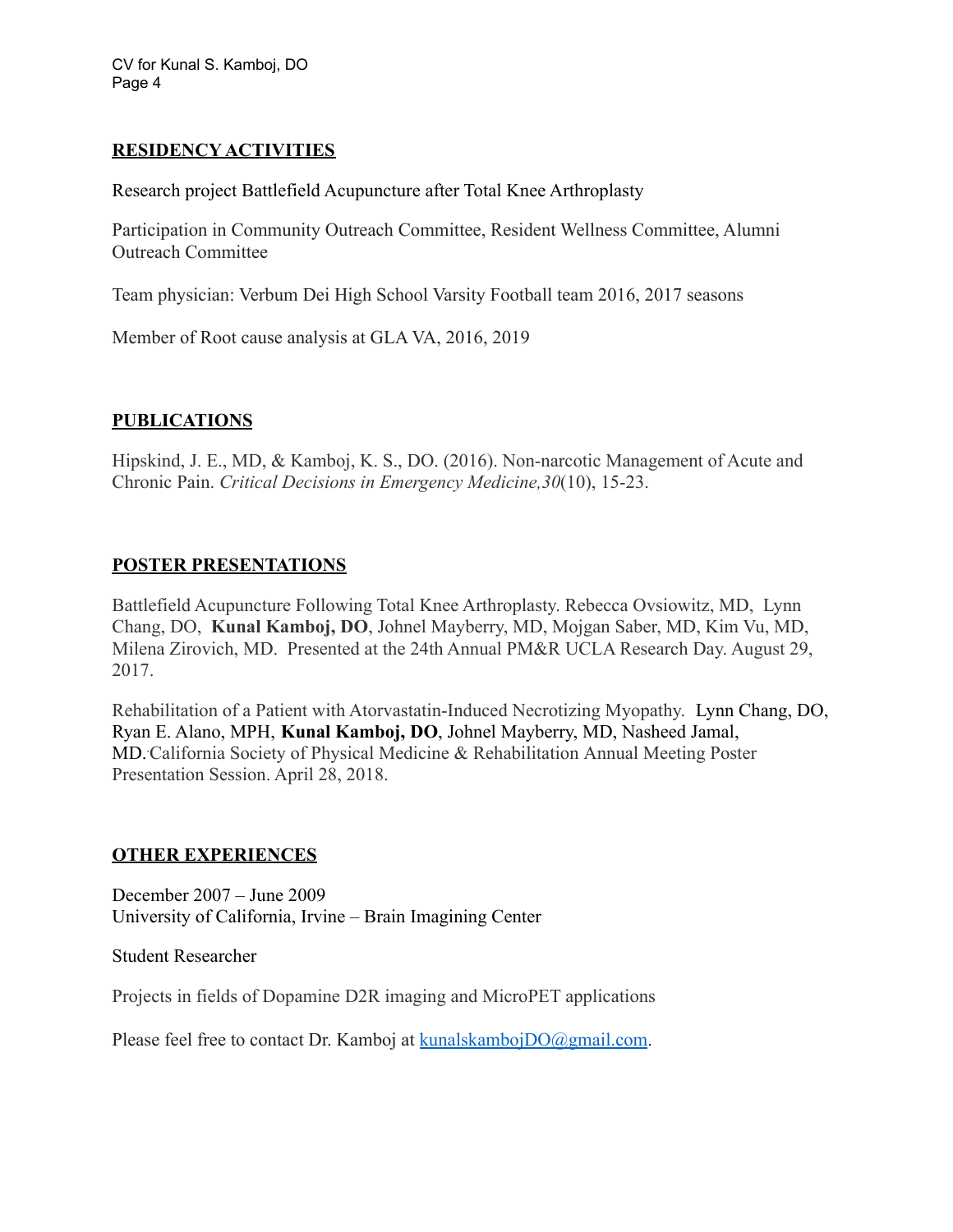## RESIDENCY ACTIVITIES

Research project Battlefield Acupuncture after Total Knee Arthroplasty

Participation in Community Outreach Committee, Resident Wellness Committee, Alumni Outreach Committee

Team physician: Verbum Dei High School Varsity Football team 2016, 2017 seasons

Member of Root cause analysis at GLA VA, 2016, 2019

## PUBLICATIONS

Hipskind, J. E., MD, & Kamboj, K. S., DO. (2016). Non-narcotic Management of Acute and Chronic Pain. *Critical Decisions in Emergency Medicine,30*(10), 15-23.

## POSTER PRESENTATIONS

Battlefield Acupuncture Following Total Knee Arthroplasty. Rebecca Ovsiowitz, MD, Lynn Chang, DO, **Kunal Kamboj, DO**, Johnel Mayberry, MD, Mojgan Saber, MD, Kim Vu, MD, Milena Zirovich, MD. Presented at the 24th Annual PM&R UCLA Research Day. August 29, 2017.

Rehabilitation of a Patient with Atorvastatin-Induced Necrotizing Myopathy. Lynn Chang, DO, Ryan E. Alano, MPH, **Kunal Kamboj, DO**, Johnel Mayberry, MD, Nasheed Jamal, MD. California Society of Physical Medicine & Rehabilitation Annual Meeting Poster Presentation Session. April 28, 2018.

## OTHER EXPERIENCES

December 2007 – June 2009
University of California, Irvine – Brain Imagining Center

Student Researcher

Projects in fields of Dopamine D2R imaging and MicroPET applications

Please feel free to contact Dr. Kamboj at kunalskambojDO@gmail.com.